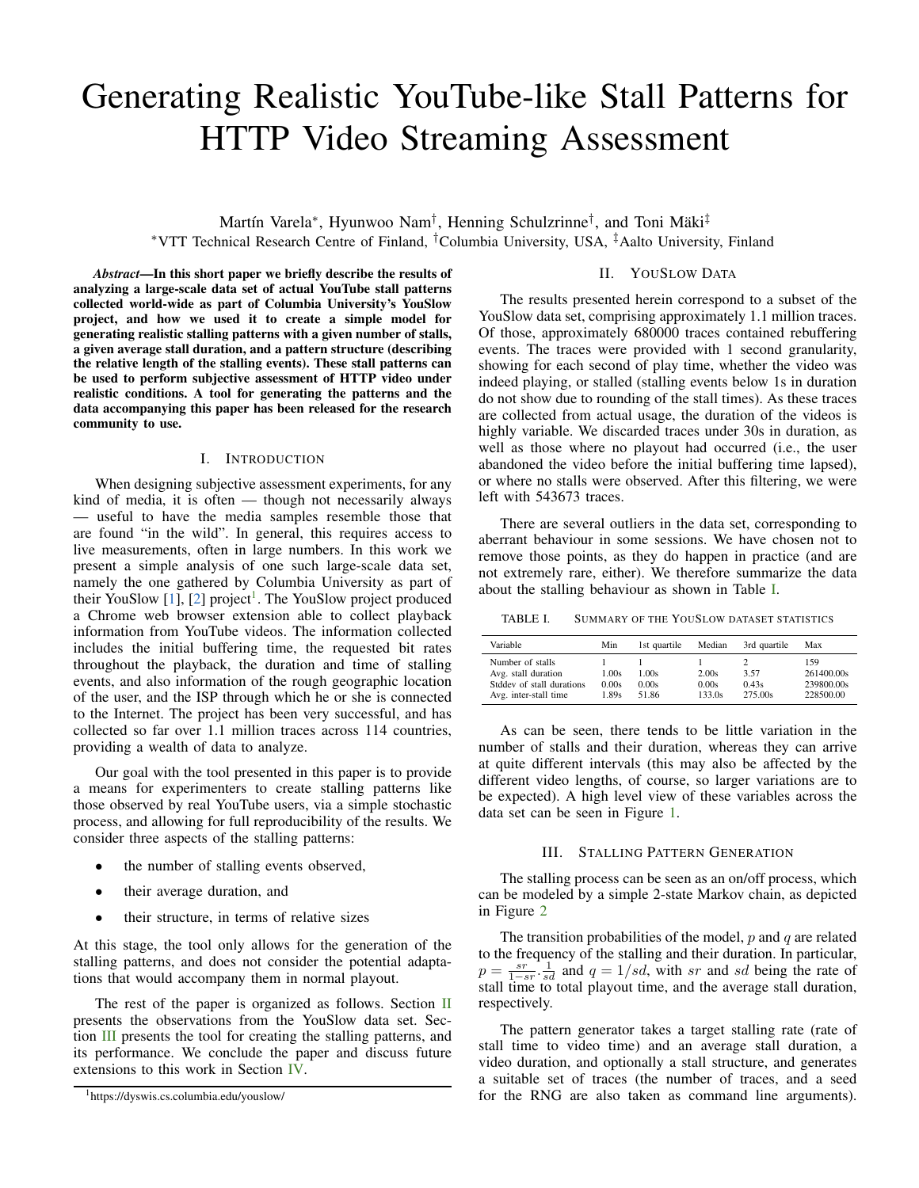# Generating Realistic YouTube-like Stall Patterns for HTTP Video Streaming Assessment

Martín Varela*, Hyunwoo Nam†, Henning Schulzrinne†, and Toni Mäki‡

*VTT Technical Research Centre of Finland, †Columbia University, USA, ‡Aalto University, Finland

***Abstract*—In this short paper we briefly describe the results of analyzing a large-scale data set of actual YouTube stall patterns collected world-wide as part of Columbia University's YouSlow project, and how we used it to create a simple model for generating realistic stalling patterns with a given number of stalls, a given average stall duration, and a pattern structure (describing the relative length of the stalling events). These stall patterns can be used to perform subjective assessment of HTTP video under realistic conditions. A tool for generating the patterns and the data accompanying this paper has been released for the research community to use.**

## I. Introduction

When designing subjective assessment experiments, for any kind of media, it is often — though not necessarily always — useful to have the media samples resemble those that are found "in the wild". In general, this requires access to live measurements, often in large numbers. In this work we present a simple analysis of one such large-scale data set, namely the one gathered by Columbia University as part of their YouSlow [1], [2] project[1]. The YouSlow project produced a Chrome web browser extension able to collect playback information from YouTube videos. The information collected includes the initial buffering time, the requested bit rates throughout the playback, the duration and time of stalling events, and also information of the rough geographic location of the user, and the ISP through which he or she is connected to the Internet. The project has been very successful, and has collected so far over 1.1 million traces across 114 countries, providing a wealth of data to analyze.

Our goal with the tool presented in this paper is to provide a means for experimenters to create stalling patterns like those observed by real YouTube users, via a simple stochastic process, and allowing for full reproducibility of the results. We consider three aspects of the stalling patterns:

- the number of stalling events observed,
- their average duration, and
- their structure, in terms of relative sizes

At this stage, the tool only allows for the generation of the stalling patterns, and does not consider the potential adaptations that would accompany them in normal playout.

The rest of the paper is organized as follows. Section II presents the observations from the YouSlow data set. Section III presents the tool for creating the stalling patterns, and its performance. We conclude the paper and discuss future extensions to this work in Section IV.

[1] https://dyswis.cs.columbia.edu/youslow/

## II. YouSlow Data

The results presented herein correspond to a subset of the YouSlow data set, comprising approximately 1.1 million traces. Of those, approximately 680000 traces contained rebuffering events. The traces were provided with 1 second granularity, showing for each second of play time, whether the video was indeed playing, or stalled (stalling events below 1s in duration do not show due to rounding of the stall times). As these traces are collected from actual usage, the duration of the videos is highly variable. We discarded traces under 30s in duration, as well as those where no playout had occurred (i.e., the user abandoned the video before the initial buffering time lapsed), or where no stalls were observed. After this filtering, we were left with 543673 traces.

There are several outliers in the data set, corresponding to aberrant behaviour in some sessions. We have chosen not to remove those points, as they do happen in practice (and are not extremely rare, either). We therefore summarize the data about the stalling behaviour as shown in Table I.

TABLE I. Summary of the YouSlow dataset statistics

| Variable | Min | 1st quartile | Median | 3rd quartile | Max |
|---|---|---|---|---|---|
| Number of stalls | 1 | 1 | 1 | 2 | 159 |
| Avg. stall duration | 1.00s | 1.00s | 2.00s | 3.57 | 261400.00s |
| Stddev of stall durations | 0.00s | 0.00s | 0.00s | 0.43s | 239800.00s |
| Avg. inter-stall time | 1.89s | 51.86 | 133.0s | 275.00s | 228500.00 |

As can be seen, there tends to be little variation in the number of stalls and their duration, whereas they can arrive at quite different intervals (this may also be affected by the different video lengths, of course, so larger variations are to be expected). A high level view of these variables across the data set can be seen in Figure 1.

## III. Stalling Pattern Generation

The stalling process can be seen as an on/off process, which can be modeled by a simple 2-state Markov chain, as depicted in Figure 2

The transition probabilities of the model, $p$ and $q$ are related to the frequency of the stalling and their duration. In particular, $p = \frac{sr}{1-sr} \cdot \frac{1}{sd}$ and $q = 1/sd$, with $sr$ and $sd$ being the rate of stall time to total playout time, and the average stall duration, respectively.

The pattern generator takes a target stalling rate (rate of stall time to video time) and an average stall duration, a video duration, and optionally a stall structure, and generates a suitable set of traces (the number of traces, and a seed for the RNG are also taken as command line arguments).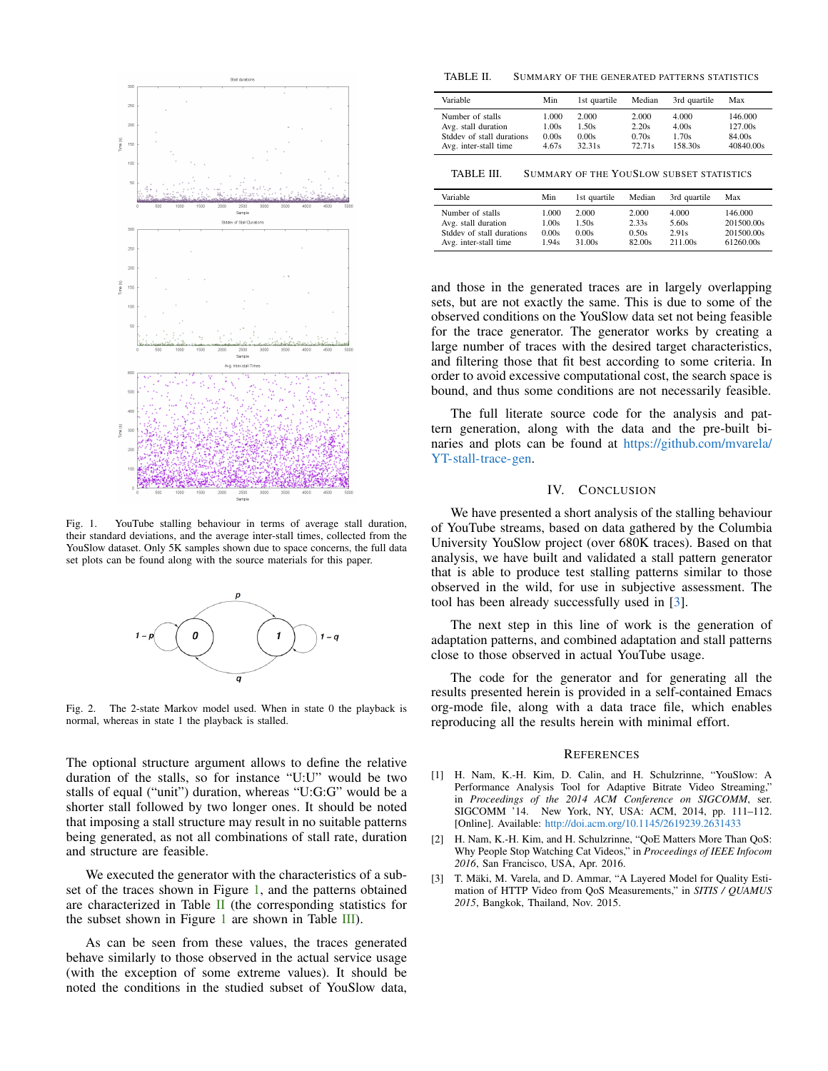Stall durations

300
250
200
150
100
50
0

Time (s)

0 500 1000 1500 2000 2500 3000 3500 4000 4500 5000

Sample

Stddev of Stall Durations

300
250
200
150
100
50
0

Time (s)

0 500 1000 1500 2000 2500 3000 3500 4000 4500 5000

Sample

Avg. Inter-stall Times

600
500
400
300
200
100
0

Time (s)

0 500 1000 1500 2000 2500 3000 3500 4000 4500 5000

Sample

Fig. 1. YouTube stalling behaviour in terms of average stall duration, their standard deviations, and the average inter-stall times, collected from the YouSlow dataset. Only 5K samples shown due to space concerns, the full data set plots can be found along with the source materials for this paper.

p

1 − p

0

1

1 − q

q

Fig. 2. The 2-state Markov model used. When in state 0 the playback is normal, whereas in state 1 the playback is stalled.

The optional structure argument allows to define the relative duration of the stalls, so for instance "U:U" would be two stalls of equal ("unit") duration, whereas "U:G:G" would be a shorter stall followed by two longer ones. It should be noted that imposing a stall structure may result in no suitable patterns being generated, as not all combinations of stall rate, duration and structure are feasible.

We executed the generator with the characteristics of a subset of the traces shown in Figure 1, and the patterns obtained are characterized in Table II (the corresponding statistics for the subset shown in Figure 1 are shown in Table III).

As can be seen from these values, the traces generated behave similarly to those observed in the actual service usage (with the exception of some extreme values). It should be noted the conditions in the studied subset of YouSlow data, and those in the generated traces are in largely overlapping sets, but are not exactly the same. This is due to some of the observed conditions on the YouSlow data set not being feasible for the trace generator. The generator works by creating a large number of traces with the desired target characteristics, and filtering those that fit best according to some criteria. In order to avoid excessive computational cost, the search space is bound, and thus some conditions are not necessarily feasible.

The full literate source code for the analysis and pattern generation, along with the data and the pre-built binaries and plots can be found at https://github.com/mvarela/YT-stall-trace-gen.

TABLE II. Summary of the generated patterns statistics

| Variable | Min | 1st quartile | Median | 3rd quartile | Max |
|---|---|---|---|---|---|
| Number of stalls | 1.000 | 2.000 | 2.000 | 4.000 | 146.000 |
| Avg. stall duration | 1.00s | 1.50s | 2.20s | 4.00s | 127.00s |
| Stddev of stall durations | 0.00s | 0.00s | 0.70s | 1.70s | 84.00s |
| Avg. inter-stall time | 4.67s | 32.31s | 72.71s | 158.30s | 40840.00s |

TABLE III. Summary of the YouSlow subset statistics

| Variable | Min | 1st quartile | Median | 3rd quartile | Max |
|---|---|---|---|---|---|
| Number of stalls | 1.000 | 2.000 | 2.000 | 4.000 | 146.000 |
| Avg. stall duration | 1.00s | 1.50s | 2.33s | 5.60s | 201500.00s |
| Stddev of stall durations | 0.00s | 0.00s | 0.50s | 2.91s | 201500.00s |
| Avg. inter-stall time | 1.94s | 31.00s | 82.00s | 211.00s | 61260.00s |

## IV. Conclusion

We have presented a short analysis of the stalling behaviour of YouTube streams, based on data gathered by the Columbia University YouSlow project (over 680K traces). Based on that analysis, we have built and validated a stall pattern generator that is able to produce test stalling patterns similar to those observed in the wild, for use in subjective assessment. The tool has been already successfully used in [3].

The next step in this line of work is the generation of adaptation patterns, and combined adaptation and stall patterns close to those observed in actual YouTube usage.

The code for the generator and for generating all the results presented herein is provided in a self-contained Emacs org-mode file, along with a data trace file, which enables reproducing all the results herein with minimal effort.

## References

[1] H. Nam, K.-H. Kim, D. Calin, and H. Schulzrinne, "YouSlow: A Performance Analysis Tool for Adaptive Bitrate Video Streaming," in *Proceedings of the 2014 ACM Conference on SIGCOMM*, ser. SIGCOMM '14. New York, NY, USA: ACM, 2014, pp. 111–112. [Online]. Available: http://doi.acm.org/10.1145/2619239.2631433

[2] H. Nam, K.-H. Kim, and H. Schulzrinne, "QoE Matters More Than QoS: Why People Stop Watching Cat Videos," in *Proceedings of IEEE Infocom 2016*, San Francisco, USA, Apr. 2016.

[3] T. Mäki, M. Varela, and D. Ammar, "A Layered Model for Quality Estimation of HTTP Video from QoS Measurements," in *SITIS / QUAMUS 2015*, Bangkok, Thailand, Nov. 2015.